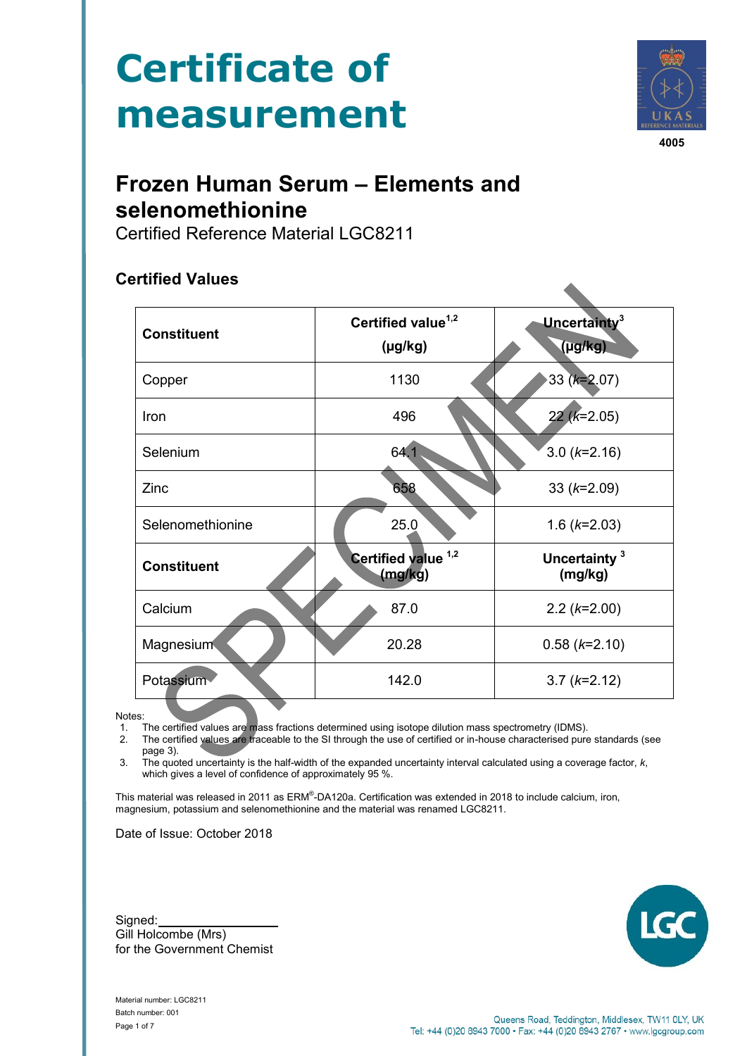# Certificate of measurement

4005

## Frozen Human Serum – Elements and selenomethionine

Certified Reference Material LGC8211

### Certified Values

| Constituent | Certified value[1,2] (µg/kg) | Uncertainty[3] (µg/kg) |
|---|---|---|
| Copper | 1130 | 33 ($k$=2.07) |
| Iron | 496 | 22 ($k$=2.05) |
| Selenium | 64.1 | 3.0 ($k$=2.16) |
| Zinc | 658 | 33 ($k$=2.09) |
| Selenomethionine | 25.0 | 1.6 ($k$=2.03) |
| **Constituent** | **Certified value[1,2] (mg/kg)** | **Uncertainty[3] (mg/kg)** |
| Calcium | 87.0 | 2.2 ($k$=2.00) |
| Magnesium | 20.28 | 0.58 ($k$=2.10) |
| Potassium | 142.0 | 3.7 ($k$=2.12) |

Notes:

1. The certified values are mass fractions determined using isotope dilution mass spectrometry (IDMS).
2. The certified values are traceable to the SI through the use of certified or in-house characterised pure standards (see page 3).
3. The quoted uncertainty is the half-width of the expanded uncertainty interval calculated using a coverage factor, $k$, which gives a level of confidence of approximately 95 %.

This material was released in 2011 as ERM®-DA120a. Certification was extended in 2018 to include calcium, iron, magnesium, potassium and selenomethionine and the material was renamed LGC8211.

Date of Issue: October 2018

Signed:\_\_\_\_\_\_\_\_\_\_\_\_\_\_\_\_\_\_
Gill Holcombe (Mrs)
for the Government Chemist

Material number: LGC8211
Batch number: 001

Queens Road, Teddington, Middlesex, TW11 0LY, UK
Tel: +44 (0)20 8943 7000 • Fax: +44 (0)20 8943 2767 • www.lgcgroup.com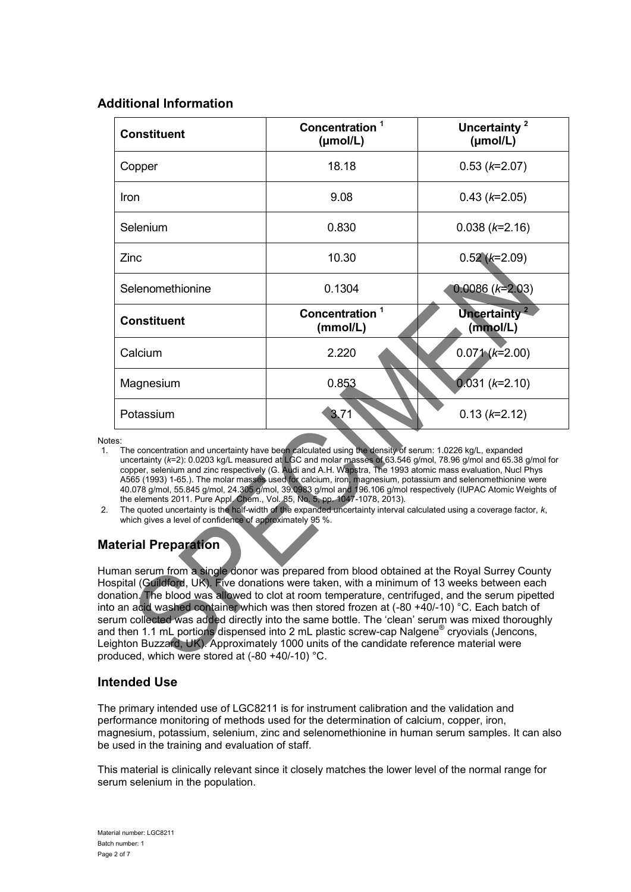## Additional Information

| Constituent | Concentration [1] (µmol/L) | Uncertainty [2] (µmol/L) |
|---|---|---|
| Copper | 18.18 | 0.53 ($k$=2.07) |
| Iron | 9.08 | 0.43 ($k$=2.05) |
| Selenium | 0.830 | 0.038 ($k$=2.16) |
| Zinc | 10.30 | 0.52 ($k$=2.09) |
| Selenomethionine | 0.1304 | 0.0086 ($k$=2.03) |
| **Constituent** | **Concentration [1] (mmol/L)** | **Uncertainty [2] (mmol/L)** |
| Calcium | 2.220 | 0.071 ($k$=2.00) |
| Magnesium | 0.853 | 0.031 ($k$=2.10) |
| Potassium | 3.71 | 0.13 ($k$=2.12) |

Notes:

1. The concentration and uncertainty have been calculated using the density of serum: 1.0226 kg/L, expanded uncertainty ($k$=2): 0.0203 kg/L measured at LGC and molar masses of 63.546 g/mol, 78.96 g/mol and 65.38 g/mol for copper, selenium and zinc respectively (G. Audi and A.H. Wapstra, The 1993 atomic mass evaluation, Nucl Phys A565 (1993) 1-65.). The molar masses used for calcium, iron, magnesium, potassium and selenomethionine were 40.078 g/mol, 55.845 g/mol, 24.305 g/mol, 39.0983 g/mol and 196.106 g/mol respectively (IUPAC Atomic Weights of the elements 2011. Pure Appl. Chem., Vol. 85, No. 5, pp. 1047-1078, 2013).
2. The quoted uncertainty is the half-width of the expanded uncertainty interval calculated using a coverage factor, $k$, which gives a level of confidence of approximately 95 %.

## Material Preparation

Human serum from a single donor was prepared from blood obtained at the Royal Surrey County Hospital (Guildford, UK). Five donations were taken, with a minimum of 13 weeks between each donation. The blood was allowed to clot at room temperature, centrifuged, and the serum pipetted into an acid washed container which was then stored frozen at (-80 +40/-10) °C. Each batch of serum collected was added directly into the same bottle. The 'clean' serum was mixed thoroughly and then 1.1 mL portions dispensed into 2 mL plastic screw-cap Nalgene® cryovials (Jencons, Leighton Buzzard, UK). Approximately 1000 units of the candidate reference material were produced, which were stored at (-80 +40/-10) °C.

## Intended Use

The primary intended use of LGC8211 is for instrument calibration and the validation and performance monitoring of methods used for the determination of calcium, copper, iron, magnesium, potassium, selenium, zinc and selenomethionine in human serum samples. It can also be used in the training and evaluation of staff.

This material is clinically relevant since it closely matches the lower level of the normal range for serum selenium in the population.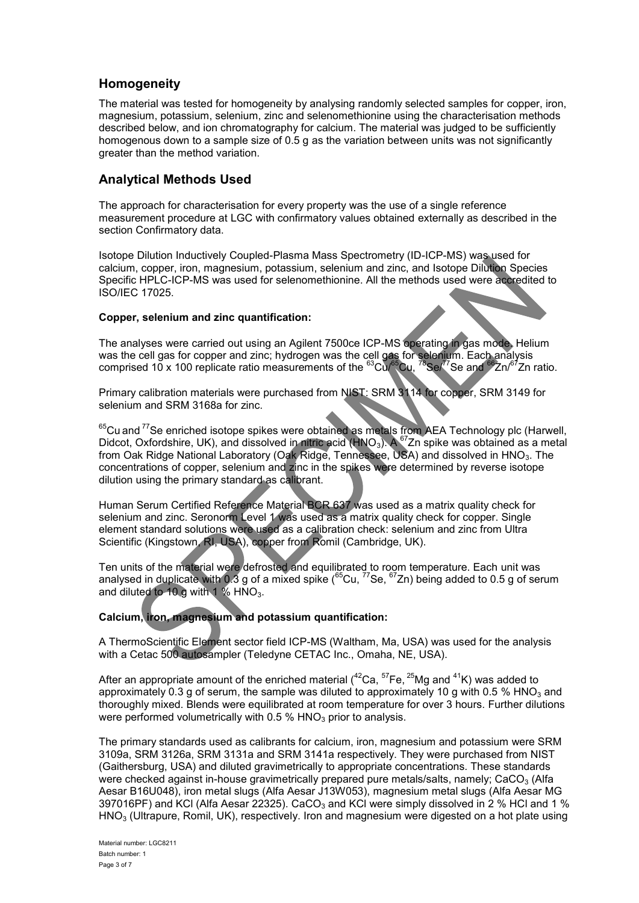## Homogeneity

The material was tested for homogeneity by analysing randomly selected samples for copper, iron, magnesium, potassium, selenium, zinc and selenomethionine using the characterisation methods described below, and ion chromatography for calcium. The material was judged to be sufficiently homogenous down to a sample size of 0.5 g as the variation between units was not significantly greater than the method variation.

## Analytical Methods Used

The approach for characterisation for every property was the use of a single reference measurement procedure at LGC with confirmatory values obtained externally as described in the section Confirmatory data.

Isotope Dilution Inductively Coupled-Plasma Mass Spectrometry (ID-ICP-MS) was used for calcium, copper, iron, magnesium, potassium, selenium and zinc, and Isotope Dilution Species Specific HPLC-ICP-MS was used for selenomethionine. All the methods used were accredited to ISO/IEC 17025.

**Copper, selenium and zinc quantification:**

The analyses were carried out using an Agilent 7500ce ICP-MS operating in gas mode. Helium was the cell gas for copper and zinc; hydrogen was the cell gas for selenium. Each analysis comprised 10 x 100 replicate ratio measurements of the $^{63}Cu/^{65}Cu$, $^{78}Se/^{77}Se$ and $^{66}Zn/^{67}Zn$ ratio.

Primary calibration materials were purchased from NIST: SRM 3114 for copper, SRM 3149 for selenium and SRM 3168a for zinc.

$^{65}Cu$ and $^{77}Se$ enriched isotope spikes were obtained as metals from AEA Technology plc (Harwell, Didcot, Oxfordshire, UK), and dissolved in nitric acid ($HNO_3$). A $^{67}Zn$ spike was obtained as a metal from Oak Ridge National Laboratory (Oak Ridge, Tennessee, USA) and dissolved in $HNO_3$. The concentrations of copper, selenium and zinc in the spikes were determined by reverse isotope dilution using the primary standard as calibrant.

Human Serum Certified Reference Material BCR 637 was used as a matrix quality check for selenium and zinc. Seronorm Level 1 was used as a matrix quality check for copper. Single element standard solutions were used as a calibration check: selenium and zinc from Ultra Scientific (Kingstown, RI, USA), copper from Romil (Cambridge, UK).

Ten units of the material were defrosted and equilibrated to room temperature. Each unit was analysed in duplicate with 0.3 g of a mixed spike ($^{65}Cu$, $^{77}Se$, $^{67}Zn$) being added to 0.5 g of serum and diluted to 10 g with 1 % $HNO_3$.

**Calcium, iron, magnesium and potassium quantification:**

A ThermoScientific Element sector field ICP-MS (Waltham, Ma, USA) was used for the analysis with a Cetac 500 autosampler (Teledyne CETAC Inc., Omaha, NE, USA).

After an appropriate amount of the enriched material ($^{42}Ca$, $^{57}Fe$, $^{25}Mg$ and $^{41}K$) was added to approximately 0.3 g of serum, the sample was diluted to approximately 10 g with 0.5 % $HNO_3$ and thoroughly mixed. Blends were equilibrated at room temperature for over 3 hours. Further dilutions were performed volumetrically with 0.5 % $HNO_3$ prior to analysis.

The primary standards used as calibrants for calcium, iron, magnesium and potassium were SRM 3109a, SRM 3126a, SRM 3131a and SRM 3141a respectively. They were purchased from NIST (Gaithersburg, USA) and diluted gravimetrically to appropriate concentrations. These standards were checked against in-house gravimetrically prepared pure metals/salts, namely; $CaCO_3$ (Alfa Aesar B16U048), iron metal slugs (Alfa Aesar J13W053), magnesium metal slugs (Alfa Aesar MG 397016PF) and KCl (Alfa Aesar 22325). $CaCO_3$ and KCl were simply dissolved in 2 % HCl and 1 % $HNO_3$ (Ultrapure, Romil, UK), respectively. Iron and magnesium were digested on a hot plate using

Material number: LGC8211
Batch number: 1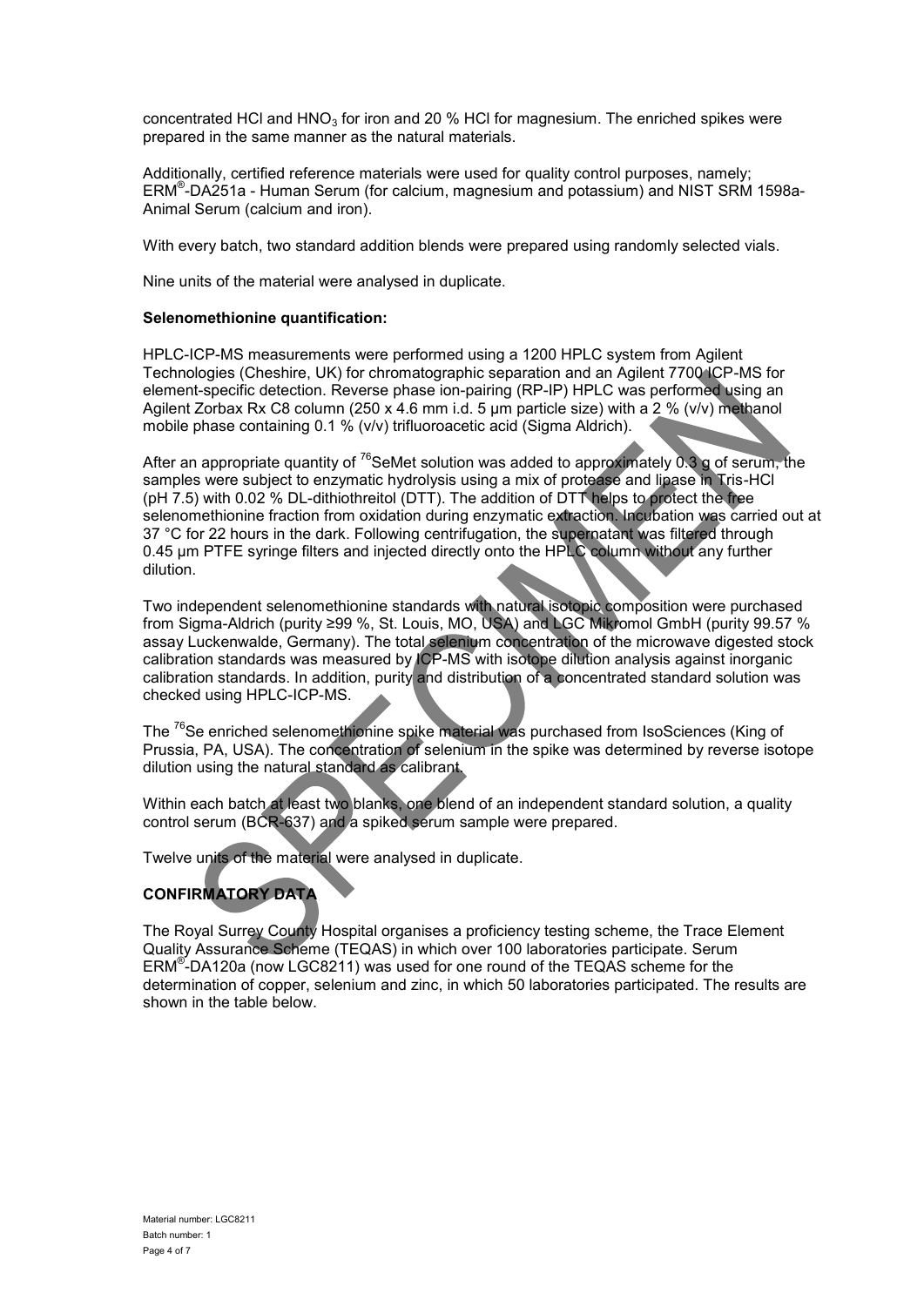concentrated HCl and $HNO_3$ for iron and 20 % HCl for magnesium. The enriched spikes were prepared in the same manner as the natural materials.

Additionally, certified reference materials were used for quality control purposes, namely; ERM®-DA251a - Human Serum (for calcium, magnesium and potassium) and NIST SRM 1598a- Animal Serum (calcium and iron).

With every batch, two standard addition blends were prepared using randomly selected vials.

Nine units of the material were analysed in duplicate.

**Selenomethionine quantification:**

HPLC-ICP-MS measurements were performed using a 1200 HPLC system from Agilent Technologies (Cheshire, UK) for chromatographic separation and an Agilent 7700 ICP-MS for element-specific detection. Reverse phase ion-pairing (RP-IP) HPLC was performed using an Agilent Zorbax Rx C8 column (250 x 4.6 mm i.d. 5 µm particle size) with a 2 % (v/v) methanol mobile phase containing 0.1 % (v/v) trifluoroacetic acid (Sigma Aldrich).

After an appropriate quantity of $^{76}$SeMet solution was added to approximately 0.3 g of serum, the samples were subject to enzymatic hydrolysis using a mix of protease and lipase in Tris-HCl (pH 7.5) with 0.02 % DL-dithiothreitol (DTT). The addition of DTT helps to protect the free selenomethionine fraction from oxidation during enzymatic extraction. Incubation was carried out at 37 °C for 22 hours in the dark. Following centrifugation, the supernatant was filtered through 0.45 µm PTFE syringe filters and injected directly onto the HPLC column without any further dilution.

Two independent selenomethionine standards with natural isotopic composition were purchased from Sigma-Aldrich (purity ≥99 %, St. Louis, MO, USA) and LGC Mikromol GmbH (purity 99.57 % assay Luckenwalde, Germany). The total selenium concentration of the microwave digested stock calibration standards was measured by ICP-MS with isotope dilution analysis against inorganic calibration standards. In addition, purity and distribution of a concentrated standard solution was checked using HPLC-ICP-MS.

The $^{76}$Se enriched selenomethionine spike material was purchased from IsoSciences (King of Prussia, PA, USA). The concentration of selenium in the spike was determined by reverse isotope dilution using the natural standard as calibrant.

Within each batch at least two blanks, one blend of an independent standard solution, a quality control serum (BCR-637) and a spiked serum sample were prepared.

Twelve units of the material were analysed in duplicate.

## CONFIRMATORY DATA

The Royal Surrey County Hospital organises a proficiency testing scheme, the Trace Element Quality Assurance Scheme (TEQAS) in which over 100 laboratories participate. Serum ERM®-DA120a (now LGC8211) was used for one round of the TEQAS scheme for the determination of copper, selenium and zinc, in which 50 laboratories participated. The results are shown in the table below.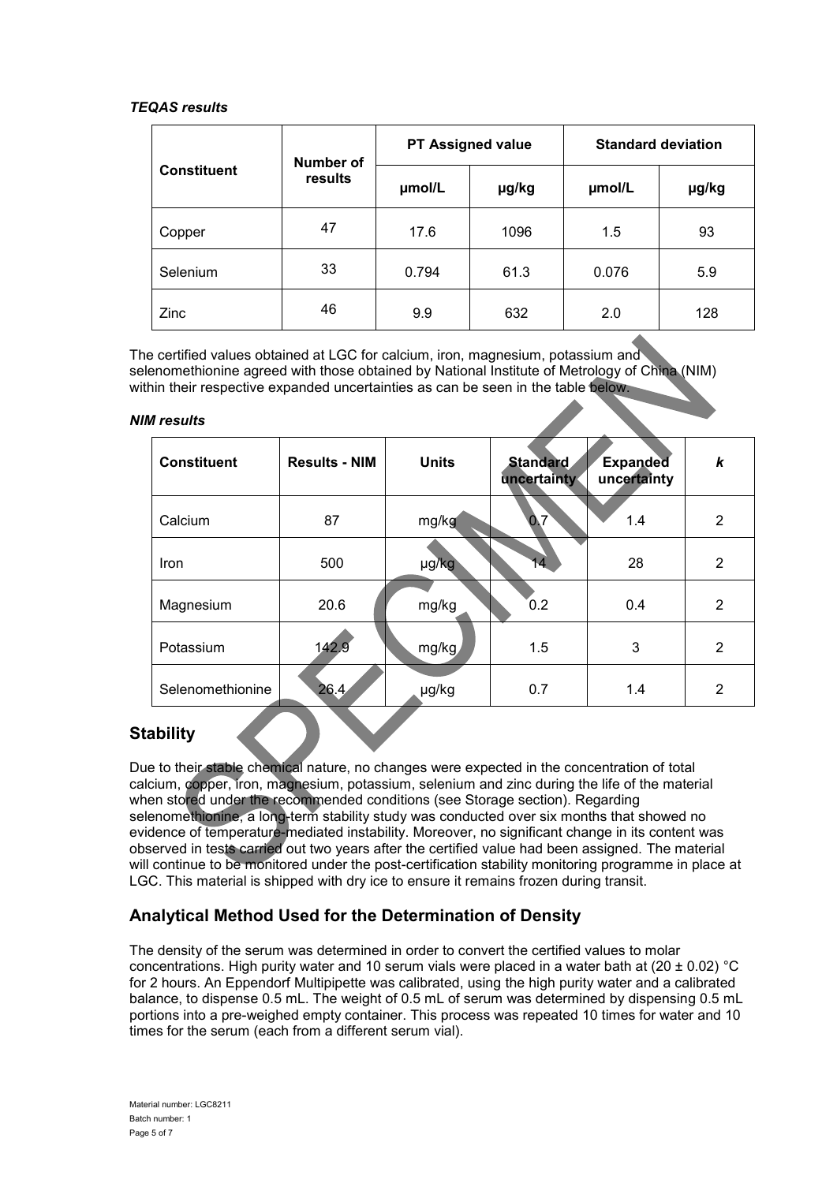***TEQAS results***

| Constituent | Number of results | PT Assigned value | | Standard deviation | |
|---|---|---|---|---|---|
| | | µmol/L | µg/kg | µmol/L | µg/kg |
| Copper | 47 | 17.6 | 1096 | 1.5 | 93 |
| Selenium | 33 | 0.794 | 61.3 | 0.076 | 5.9 |
| Zinc | 46 | 9.9 | 632 | 2.0 | 128 |

The certified values obtained at LGC for calcium, iron, magnesium, potassium and selenomethionine agreed with those obtained by National Institute of Metrology of China (NIM) within their respective expanded uncertainties as can be seen in the table below.

***NIM results***

| Constituent | Results - NIM | Units | Standard uncertainty | Expanded uncertainty | *k* |
|---|---|---|---|---|---|
| Calcium | 87 | mg/kg | 0.7 | 1.4 | 2 |
| Iron | 500 | µg/kg | 14 | 28 | 2 |
| Magnesium | 20.6 | mg/kg | 0.2 | 0.4 | 2 |
| Potassium | 142.9 | mg/kg | 1.5 | 3 | 2 |
| Selenomethionine | 26.4 | µg/kg | 0.7 | 1.4 | 2 |

## Stability

Due to their stable chemical nature, no changes were expected in the concentration of total calcium, copper, iron, magnesium, potassium, selenium and zinc during the life of the material when stored under the recommended conditions (see Storage section). Regarding selenomethionine, a long-term stability study was conducted over six months that showed no evidence of temperature-mediated instability. Moreover, no significant change in its content was observed in tests carried out two years after the certified value had been assigned. The material will continue to be monitored under the post-certification stability monitoring programme in place at LGC. This material is shipped with dry ice to ensure it remains frozen during transit.

## Analytical Method Used for the Determination of Density

The density of the serum was determined in order to convert the certified values to molar concentrations. High purity water and 10 serum vials were placed in a water bath at (20 ± 0.02) °C for 2 hours. An Eppendorf Multipipette was calibrated, using the high purity water and a calibrated balance, to dispense 0.5 mL. The weight of 0.5 mL of serum was determined by dispensing 0.5 mL portions into a pre-weighed empty container. This process was repeated 10 times for water and 10 times for the serum (each from a different serum vial).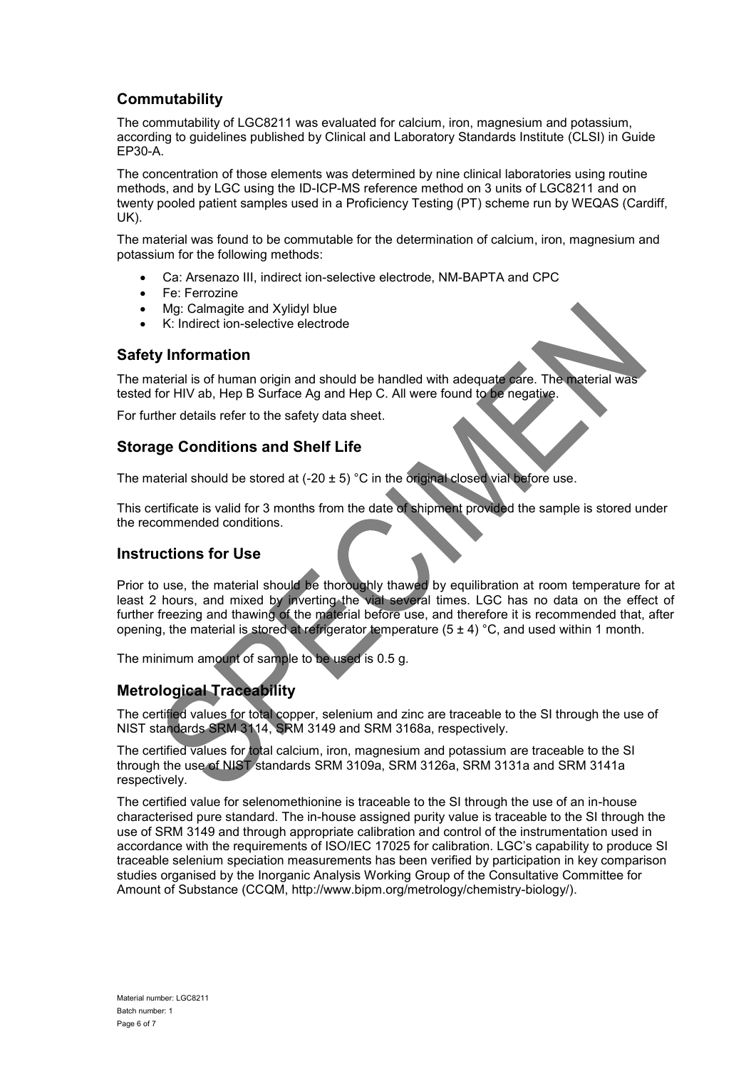## Commutability

The commutability of LGC8211 was evaluated for calcium, iron, magnesium and potassium, according to guidelines published by Clinical and Laboratory Standards Institute (CLSI) in Guide EP30-A.

The concentration of those elements was determined by nine clinical laboratories using routine methods, and by LGC using the ID-ICP-MS reference method on 3 units of LGC8211 and on twenty pooled patient samples used in a Proficiency Testing (PT) scheme run by WEQAS (Cardiff, UK).

The material was found to be commutable for the determination of calcium, iron, magnesium and potassium for the following methods:

- Ca: Arsenazo III, indirect ion-selective electrode, NM-BAPTA and CPC
- Fe: Ferrozine
- Mg: Calmagite and Xylidyl blue
- K: Indirect ion-selective electrode

## Safety Information

The material is of human origin and should be handled with adequate care. The material was tested for HIV ab, Hep B Surface Ag and Hep C. All were found to be negative.

For further details refer to the safety data sheet.

## Storage Conditions and Shelf Life

The material should be stored at (-20 ± 5) °C in the original closed vial before use.

This certificate is valid for 3 months from the date of shipment provided the sample is stored under the recommended conditions.

## Instructions for Use

Prior to use, the material should be thoroughly thawed by equilibration at room temperature for at least 2 hours, and mixed by inverting the vial several times. LGC has no data on the effect of further freezing and thawing of the material before use, and therefore it is recommended that, after opening, the material is stored at refrigerator temperature (5 ± 4) °C, and used within 1 month.

The minimum amount of sample to be used is 0.5 g.

## Metrological Traceability

The certified values for total copper, selenium and zinc are traceable to the SI through the use of NIST standards SRM 3114, SRM 3149 and SRM 3168a, respectively.

The certified values for total calcium, iron, magnesium and potassium are traceable to the SI through the use of NIST standards SRM 3109a, SRM 3126a, SRM 3131a and SRM 3141a respectively.

The certified value for selenomethionine is traceable to the SI through the use of an in-house characterised pure standard. The in-house assigned purity value is traceable to the SI through the use of SRM 3149 and through appropriate calibration and control of the instrumentation used in accordance with the requirements of ISO/IEC 17025 for calibration. LGC's capability to produce SI traceable selenium speciation measurements has been verified by participation in key comparison studies organised by the Inorganic Analysis Working Group of the Consultative Committee for Amount of Substance (CCQM, http://www.bipm.org/metrology/chemistry-biology/).

Material number: LGC8211
Batch number: 1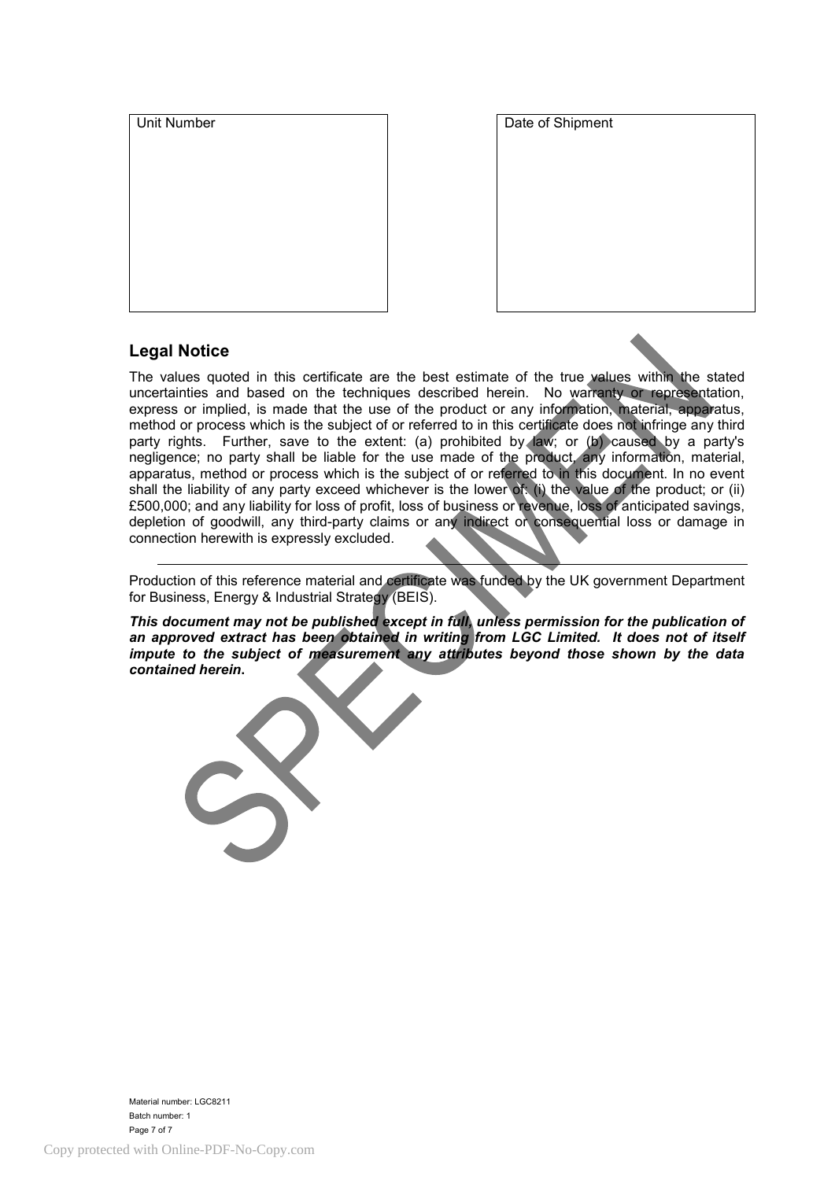| Unit Number | Date of Shipment |
|---|---|
| | |

## Legal Notice

The values quoted in this certificate are the best estimate of the true values within the stated uncertainties and based on the techniques described herein. No warranty or representation, express or implied, is made that the use of the product or any information, material, apparatus, method or process which is the subject of or referred to in this certificate does not infringe any third party rights. Further, save to the extent: (a) prohibited by law; or (b) caused by a party's negligence; no party shall be liable for the use made of the product, any information, material, apparatus, method or process which is the subject of or referred to in this document. In no event shall the liability of any party exceed whichever is the lower of: (i) the value of the product; or (ii) £500,000; and any liability for loss of profit, loss of business or revenue, loss of anticipated savings, depletion of goodwill, any third-party claims or any indirect or consequential loss or damage in connection herewith is expressly excluded.

---

Production of this reference material and certificate was funded by the UK government Department for Business, Energy & Industrial Strategy (BEIS).

***This document may not be published except in full, unless permission for the publication of an approved extract has been obtained in writing from LGC Limited. It does not of itself impute to the subject of measurement any attributes beyond those shown by the data contained herein.***

Material number: LGC8211
Batch number: 1